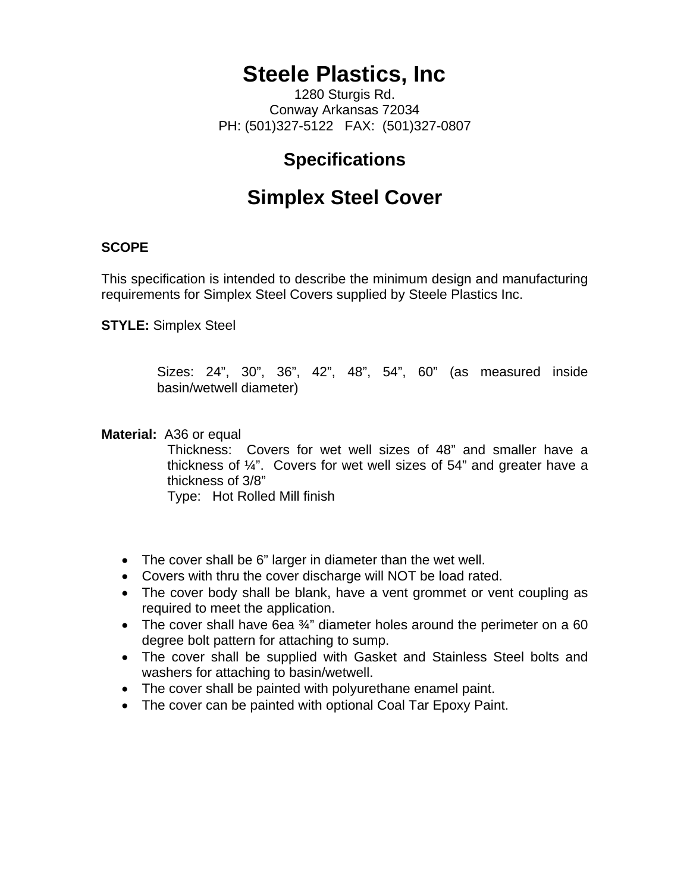# Steele Plastics, Inc

1280 Sturgis Rd.
Conway Arkansas 72034
PH: (501)327-5122   FAX: (501)327-0807

## Specifications

## Simplex Steel Cover

**SCOPE**

This specification is intended to describe the minimum design and manufacturing requirements for Simplex Steel Covers supplied by Steele Plastics Inc.

**STYLE:** Simplex Steel

Sizes: 24”, 30”, 36”, 42”, 48”, 54”, 60” (as measured inside basin/wetwell diameter)

**Material:** A36 or equal

Thickness: Covers for wet well sizes of 48” and smaller have a thickness of ¼”. Covers for wet well sizes of 54” and greater have a thickness of 3/8”

Type: Hot Rolled Mill finish

- The cover shall be 6” larger in diameter than the wet well.
- Covers with thru the cover discharge will NOT be load rated.
- The cover body shall be blank, have a vent grommet or vent coupling as required to meet the application.
- The cover shall have 6ea ¾” diameter holes around the perimeter on a 60 degree bolt pattern for attaching to sump.
- The cover shall be supplied with Gasket and Stainless Steel bolts and washers for attaching to basin/wetwell.
- The cover shall be painted with polyurethane enamel paint.
- The cover can be painted with optional Coal Tar Epoxy Paint.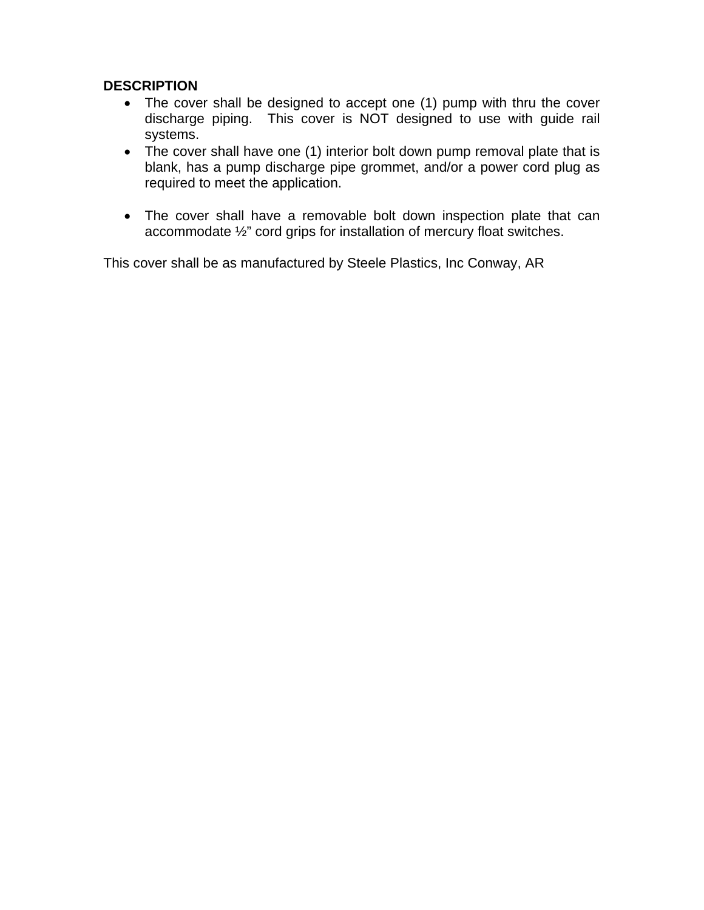**DESCRIPTION**

- The cover shall be designed to accept one (1) pump with thru the cover discharge piping.  This cover is NOT designed to use with guide rail systems.
- The cover shall have one (1) interior bolt down pump removal plate that is blank, has a pump discharge pipe grommet, and/or a power cord plug as required to meet the application.

- The cover shall have a removable bolt down inspection plate that can accommodate ½” cord grips for installation of mercury float switches.

This cover shall be as manufactured by Steele Plastics, Inc Conway, AR